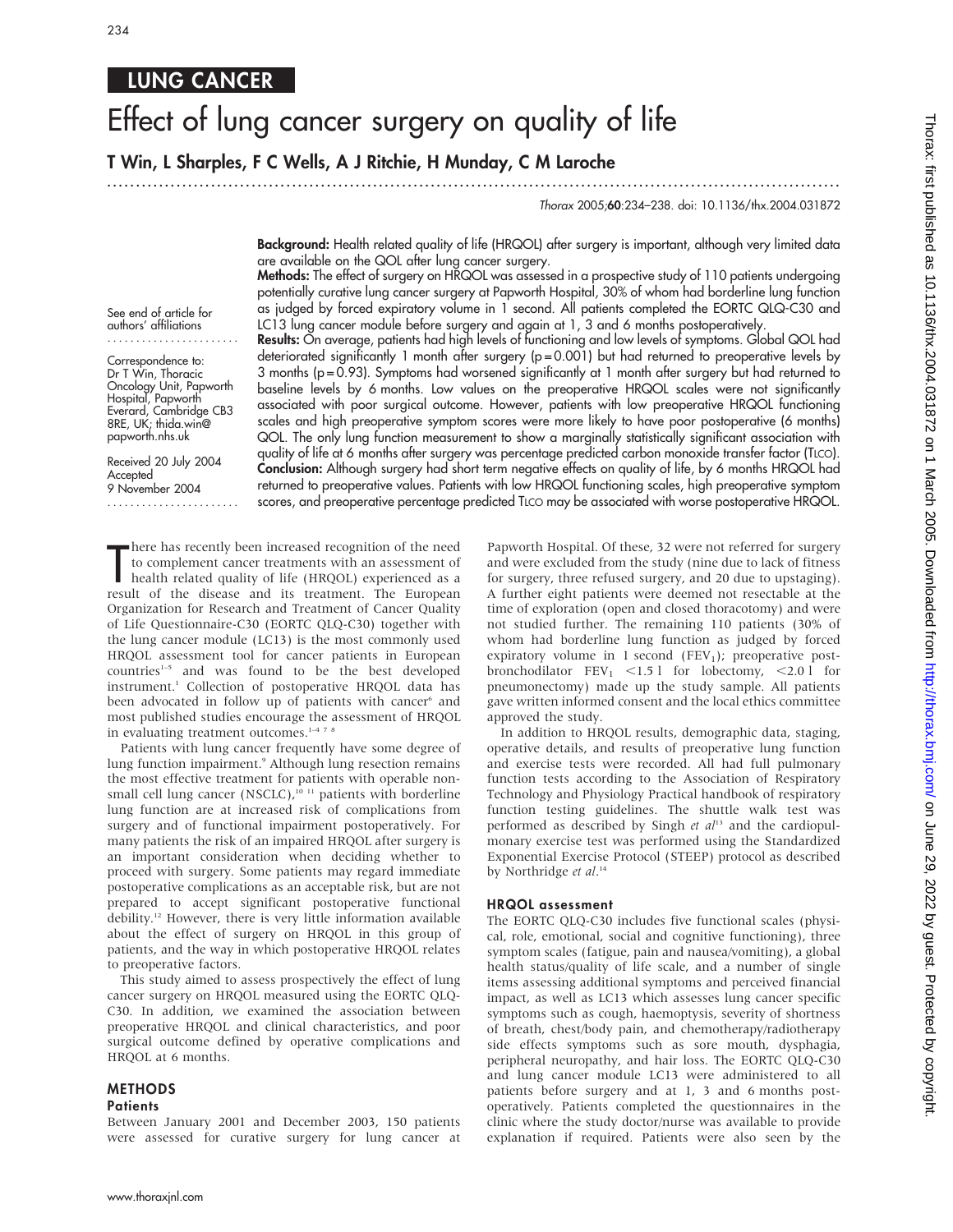LUNG CANCER

# Effect of lung cancer surgery on quality of life

**T Win, L Sharples, F C Wells, A J Ritchie, H Munday, C M Laroche**

See end of article for authors' affiliations

Correspondence to: Dr T Win, Thoracic Oncology Unit, Papworth Hospital, Papworth Everard, Cambridge CB3 8RE, UK; thida.win@papworth.nhs.uk

Received 20 July 2004
Accepted 9 November 2004

**Background:** Health related quality of life (HRQOL) after surgery is important, although very limited data are available on the QOL after lung cancer surgery.

**Methods:** The effect of surgery on HRQOL was assessed in a prospective study of 110 patients undergoing potentially curative lung cancer surgery at Papworth Hospital, 30% of whom had borderline lung function as judged by forced expiratory volume in 1 second. All patients completed the EORTC QLQ-C30 and LC13 lung cancer module before surgery and again at 1, 3 and 6 months postoperatively.

**Results:** On average, patients had high levels of functioning and low levels of symptoms. Global QOL had deteriorated significantly 1 month after surgery ($p = 0.001$) but had returned to preoperative levels by 3 months ($p = 0.93$). Symptoms had worsened significantly at 1 month after surgery but had returned to baseline levels by 6 months. Low values on the preoperative HRQOL scales were not significantly associated with poor surgical outcome. However, patients with low preoperative HRQOL functioning scales and high preoperative symptom scores were more likely to have poor postoperative (6 months) QOL. The only lung function measurement to show a marginally statistically significant association with quality of life at 6 months after surgery was percentage predicted carbon monoxide transfer factor (TLCO).

**Conclusion:** Although surgery had short term negative effects on quality of life, by 6 months HRQOL had returned to preoperative values. Patients with low HRQOL functioning scales, high preoperative symptom scores, and preoperative percentage predicted TLCO may be associated with worse postoperative HRQOL.

There has recently been increased recognition of the need to complement cancer treatments with an assessment of health related quality of life (HRQOL) experienced as a result of the disease and its treatment. The European Organization for Research and Treatment of Cancer Quality of Life Questionnaire-C30 (EORTC QLQ-C30) together with the lung cancer module (LC13) is the most commonly used HRQOL assessment tool for cancer patients in European countries[1–5] and was found to be the best developed instrument.[1] Collection of postoperative HRQOL data has been advocated in follow up of patients with cancer[6] and most published studies encourage the assessment of HRQOL in evaluating treatment outcomes.[1–4 7 8]

Patients with lung cancer frequently have some degree of lung function impairment.[9] Although lung resection remains the most effective treatment for patients with operable non-small cell lung cancer (NSCLC),[10 11] patients with borderline lung function are at increased risk of complications from surgery and of functional impairment postoperatively. For many patients the risk of an impaired HRQOL after surgery is an important consideration when deciding whether to proceed with surgery. Some patients may regard immediate postoperative complications as an acceptable risk, but are not prepared to accept significant postoperative functional debility.[12] However, there is very little information available about the effect of surgery on HRQOL in this group of patients, and the way in which postoperative HRQOL relates to preoperative factors.

This study aimed to assess prospectively the effect of lung cancer surgery on HRQOL measured using the EORTC QLQ-C30. In addition, we examined the association between preoperative HRQOL and clinical characteristics, and poor surgical outcome defined by operative complications and HRQOL at 6 months.

## METHODS

### Patients

Between January 2001 and December 2003, 150 patients were assessed for curative surgery for lung cancer at Papworth Hospital. Of these, 32 were not referred for surgery and were excluded from the study (nine due to lack of fitness for surgery, three refused surgery, and 20 due to upstaging). A further eight patients were deemed not resectable at the time of exploration (open and closed thoracotomy) and were not studied further. The remaining 110 patients (30% of whom had borderline lung function as judged by forced expiratory volume in 1 second ($FEV_1$); preoperative post-bronchodilator $FEV_1$ <1.5 l for lobectomy, <2.0 l for pneumonectomy) made up the study sample. All patients gave written informed consent and the local ethics committee approved the study.

In addition to HRQOL results, demographic data, staging, operative details, and results of preoperative lung function and exercise tests were recorded. All had full pulmonary function tests according to the Association of Respiratory Technology and Physiology Practical handbook of respiratory function testing guidelines. The shuttle walk test was performed as described by Singh *et al*[13] and the cardiopulmonary exercise test was performed using the Standardized Exponential Exercise Protocol (STEEP) protocol as described by Northridge *et al*.[14]

### HRQOL assessment

The EORTC QLQ-C30 includes five functional scales (physical, role, emotional, social and cognitive functioning), three symptom scales (fatigue, pain and nausea/vomiting), a global health status/quality of life scale, and a number of single items assessing additional symptoms and perceived financial impact, as well as LC13 which assesses lung cancer specific symptoms such as cough, haemoptysis, severity of shortness of breath, chest/body pain, and chemotherapy/radiotherapy side effects symptoms such as sore mouth, dysphagia, peripheral neuropathy, and hair loss. The EORTC QLQ-C30 and lung cancer module LC13 were administered to all patients before surgery and at 1, 3 and 6 months postoperatively. Patients completed the questionnaires in the clinic where the study doctor/nurse was available to provide explanation if required. Patients were also seen by the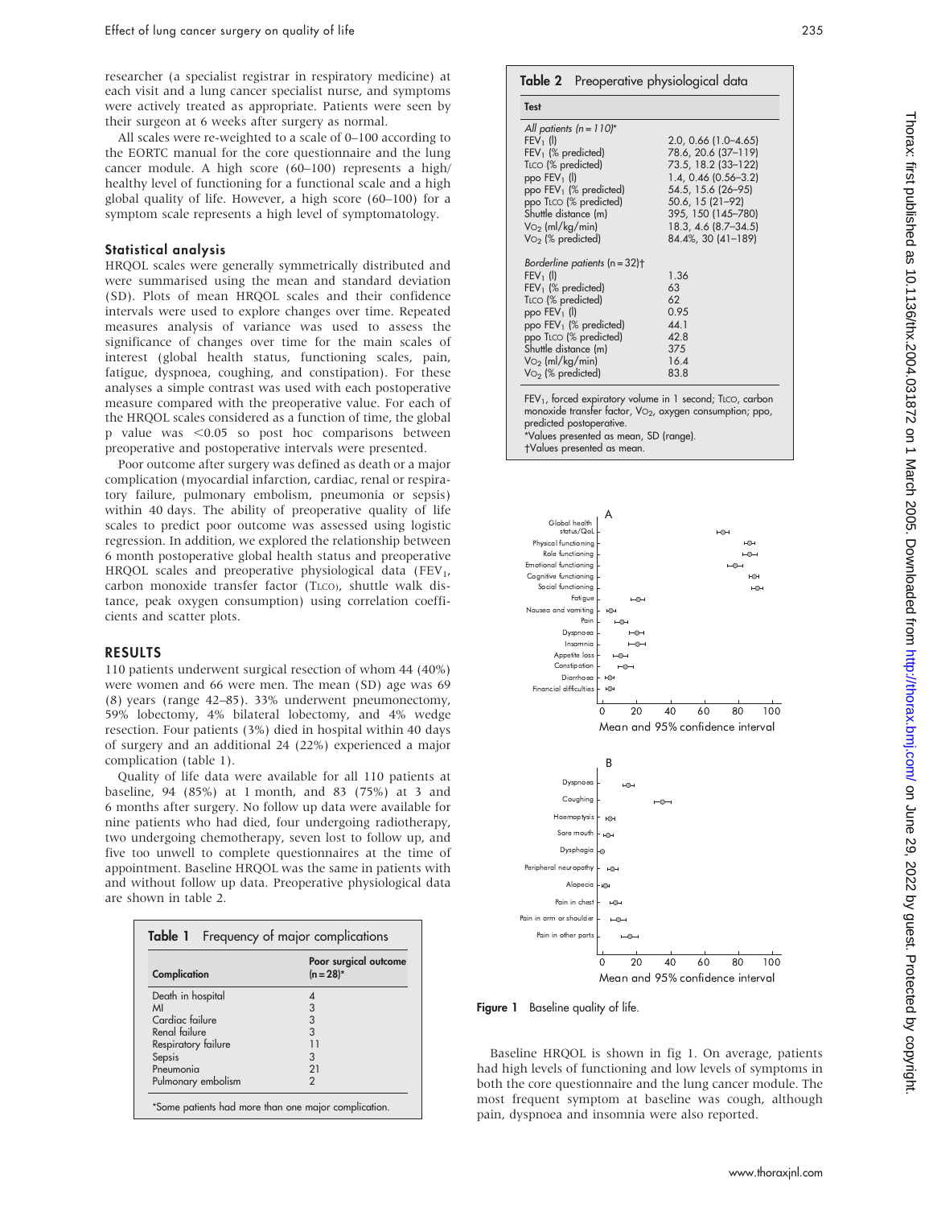researcher (a specialist registrar in respiratory medicine) at each visit and a lung cancer specialist nurse, and symptoms were actively treated as appropriate. Patients were seen by their surgeon at 6 weeks after surgery as normal.

All scales were re-weighted to a scale of 0–100 according to the EORTC manual for the core questionnaire and the lung cancer module. A high score (60–100) represents a high/healthy level of functioning for a functional scale and a high global quality of life. However, a high score (60–100) for a symptom scale represents a high level of symptomatology.

### Statistical analysis

HRQOL scales were generally symmetrically distributed and were summarised using the mean and standard deviation (SD). Plots of mean HRQOL scales and their confidence intervals were used to explore changes over time. Repeated measures analysis of variance was used to assess the significance of changes over time for the main scales of interest (global health status, functioning scales, pain, fatigue, dyspnoea, coughing, and constipation). For these analyses a simple contrast was used with each postoperative measure compared with the preoperative value. For each of the HRQOL scales considered as a function of time, the global p value was $<0.05$ so post hoc comparisons between preoperative and postoperative intervals were presented.

Poor outcome after surgery was defined as death or a major complication (myocardial infarction, cardiac, renal or respiratory failure, pulmonary embolism, pneumonia or sepsis) within 40 days. The ability of preoperative quality of life scales to predict poor outcome was assessed using logistic regression. In addition, we explored the relationship between 6 month postoperative global health status and preoperative HRQOL scales and preoperative physiological data ($FEV_1$, carbon monoxide transfer factor (TLCO), shuttle walk distance, peak oxygen consumption) using correlation coefficients and scatter plots.

## RESULTS

110 patients underwent surgical resection of whom 44 (40%) were women and 66 were men. The mean (SD) age was 69 (8) years (range 42–85). 33% underwent pneumonectomy, 59% lobectomy, 4% bilateral lobectomy, and 4% wedge resection. Four patients (3%) died in hospital within 40 days of surgery and an additional 24 (22%) experienced a major complication (table 1).

Quality of life data were available for all 110 patients at baseline, 94 (85%) at 1 month, and 83 (75%) at 3 and 6 months after surgery. No follow up data were available for nine patients who had died, four undergoing radiotherapy, two undergoing chemotherapy, seven lost to follow up, and five too unwell to complete questionnaires at the time of appointment. Baseline HRQOL was the same in patients with and without follow up data. Preoperative physiological data are shown in table 2.

**Table 1** Frequency of major complications

| Complication | Poor surgical outcome (n = 28)* |
|---|---|
| Death in hospital | 4 |
| MI | 3 |
| Cardiac failure | 3 |
| Renal failure | 3 |
| Respiratory failure | 11 |
| Sepsis | 3 |
| Pneumonia | 21 |
| Pulmonary embolism | 2 |

*Some patients had more than one major complication.

**Table 2** Preoperative physiological data

| Test | |
|---|---|
| *All patients (n = 110)** | |
| $FEV_1$ (l) | 2.0, 0.66 (1.0–4.65) |
| $FEV_1$ (% predicted) | 78.6, 20.6 (37–119) |
| TLCO (% predicted) | 73.5, 18.2 (33–122) |
| ppo $FEV_1$ (l) | 1.4, 0.46 (0.56–3.2) |
| ppo $FEV_1$ (% predicted) | 54.5, 15.6 (26–95) |
| ppo TLCO (% predicted) | 50.6, 15 (21–92) |
| Shuttle distance (m) | 395, 150 (145–780) |
| $VO_2$ (ml/kg/min) | 18.3, 4.6 (8.7–34.5) |
| $VO_2$ (% predicted) | 84.4%, 30 (41–189) |
| *Borderline patients (n = 32)†* | |
| $FEV_1$ (l) | 1.36 |
| $FEV_1$ (% predicted) | 63 |
| TLCO (% predicted) | 62 |
| ppo $FEV_1$ (l) | 0.95 |
| ppo $FEV_1$ (% predicted) | 44.1 |
| ppo TLCO (% predicted) | 42.8 |
| Shuttle distance (m) | 375 |
| $VO_2$ (ml/kg/min) | 16.4 |
| $VO_2$ (% predicted) | 83.8 |

$FEV_1$, forced expiratory volume in 1 second; TLCO, carbon monoxide transfer factor, $VO_2$, oxygen consumption; ppo, predicted postoperative.
*Values presented as mean, SD (range).
†Values presented as mean.

**Figure 1** Baseline quality of life.

Baseline HRQOL is shown in fig 1. On average, patients had high levels of functioning and low levels of symptoms in both the core questionnaire and the lung cancer module. The most frequent symptom at baseline was cough, although pain, dyspnoea and insomnia were also reported.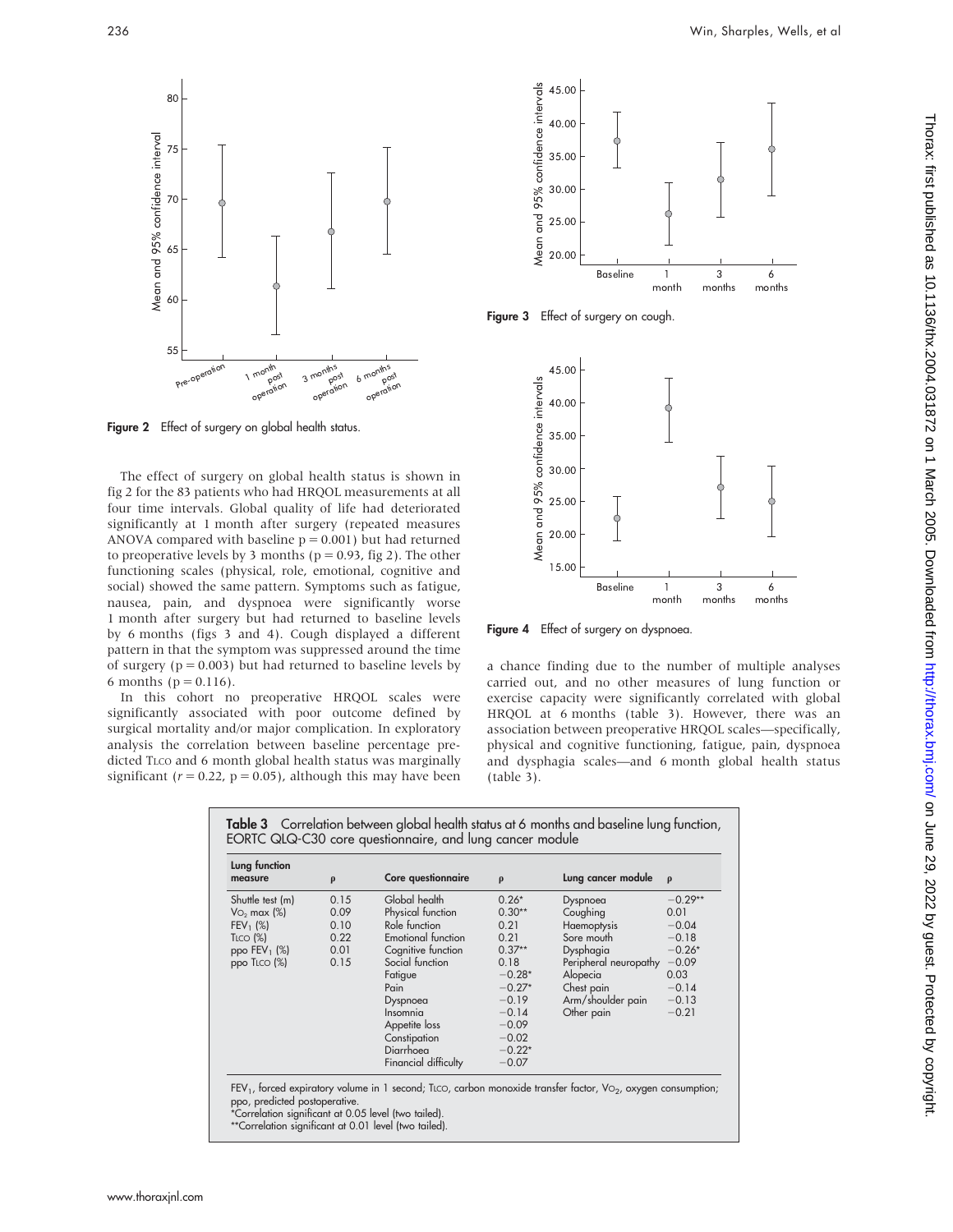Figure 2 Effect of surgery on global health status.

Figure 3 Effect of surgery on cough.

Figure 4 Effect of surgery on dyspnoea.

The effect of surgery on global health status is shown in fig 2 for the 83 patients who had HRQOL measurements at all four time intervals. Global quality of life had deteriorated significantly at 1 month after surgery (repeated measures ANOVA compared with baseline $p = 0.001$) but had returned to preoperative levels by 3 months ($p = 0.93$, fig 2). The other functioning scales (physical, role, emotional, cognitive and social) showed the same pattern. Symptoms such as fatigue, nausea, pain, and dyspnoea were significantly worse 1 month after surgery but had returned to baseline levels by 6 months (figs 3 and 4). Cough displayed a different pattern in that the symptom was suppressed around the time of surgery ($p = 0.003$) but had returned to baseline levels by 6 months ($p = 0.116$).

In this cohort no preoperative HRQOL scales were significantly associated with poor outcome defined by surgical mortality and/or major complication. In exploratory analysis the correlation between baseline percentage predicted TLCO and 6 month global health status was marginally significant ($r = 0.22$, $p = 0.05$), although this may have been a chance finding due to the number of multiple analyses carried out, and no other measures of lung function or exercise capacity were significantly correlated with global HRQOL at 6 months (table 3). However, there was an association between preoperative HRQOL scales—specifically, physical and cognitive functioning, fatigue, pain, dyspnoea and dysphagia scales—and 6 month global health status (table 3).

**Table 3** Correlation between global health status at 6 months and baseline lung function, EORTC QLQ-C30 core questionnaire, and lung cancer module

| Lung function measure | ρ | Core questionnaire | ρ | Lung cancer module | ρ |
|---|---|---|---|---|---|
| Shuttle test (m) | 0.15 | Global health | 0.26* | Dyspnoea | −0.29** |
| $VO_2$ max (%) | 0.09 | Physical function | 0.30** | Coughing | 0.01 |
| $FEV_1$ (%) | 0.10 | Role function | 0.21 | Haemoptysis | −0.04 |
| TLCO (%) | 0.22 | Emotional function | 0.21 | Sore mouth | −0.18 |
| ppo $FEV_1$ (%) | 0.01 | Cognitive function | 0.37** | Dysphagia | −0.26* |
| ppo TLCO (%) | 0.15 | Social function | 0.18 | Peripheral neuropathy | −0.09 |
| | | Fatigue | −0.28* | Alopecia | 0.03 |
| | | Pain | −0.27* | Chest pain | −0.14 |
| | | Dyspnoea | −0.19 | Arm/shoulder pain | −0.13 |
| | | Insomnia | −0.14 | Other pain | −0.21 |
| | | Appetite loss | −0.09 | | |
| | | Constipation | −0.02 | | |
| | | Diarrhoea | −0.22* | | |
| | | Financial difficulty | −0.07 | | |

$FEV_1$, forced expiratory volume in 1 second; TLCO, carbon monoxide transfer factor, $VO_2$, oxygen consumption; ppo, predicted postoperative.
*Correlation significant at 0.05 level (two tailed).
**Correlation significant at 0.01 level (two tailed).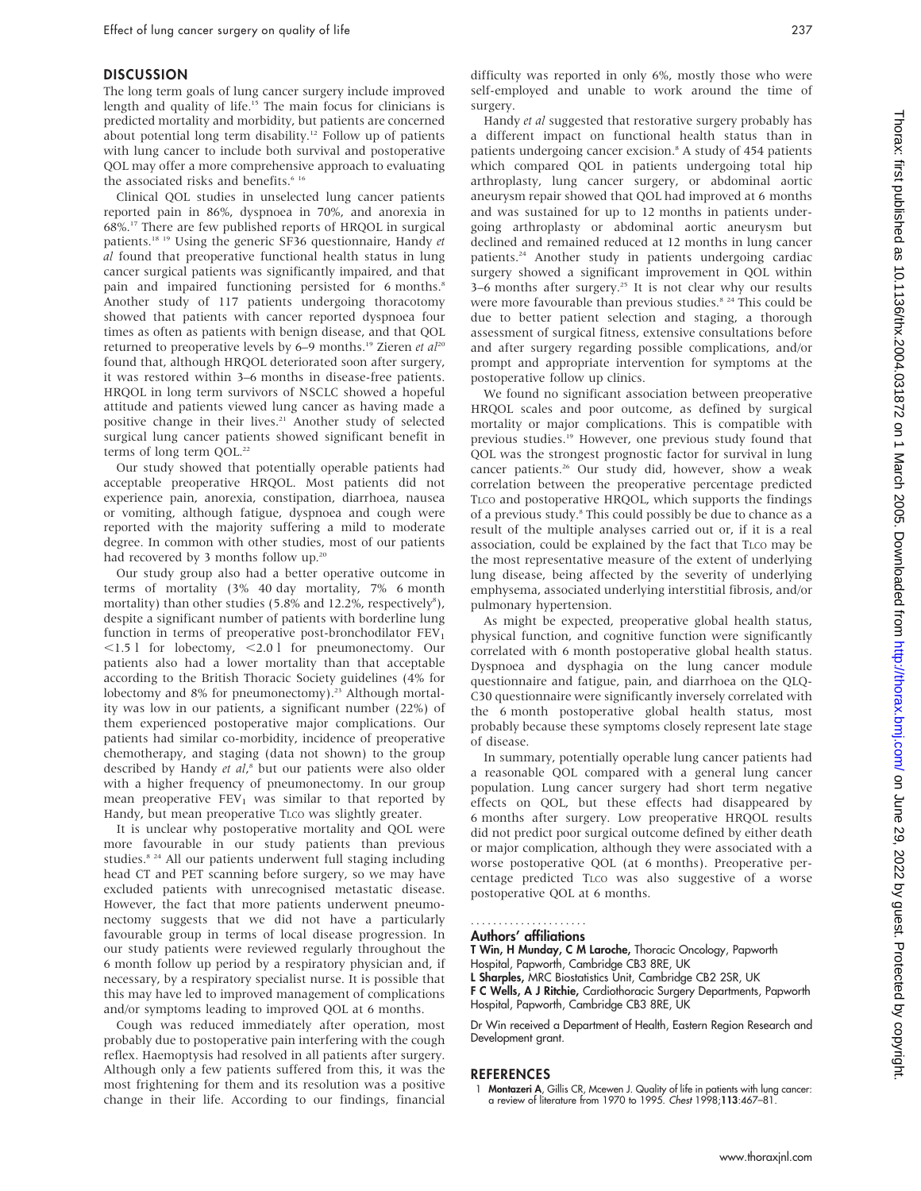## DISCUSSION

The long term goals of lung cancer surgery include improved length and quality of life.[15] The main focus for clinicians is predicted mortality and morbidity, but patients are concerned about potential long term disability.[12] Follow up of patients with lung cancer to include both survival and postoperative QOL may offer a more comprehensive approach to evaluating the associated risks and benefits.[6 16]

Clinical QOL studies in unselected lung cancer patients reported pain in 86%, dyspnoea in 70%, and anorexia in 68%.[17] There are few published reports of HRQOL in surgical patients.[18 19] Using the generic SF36 questionnaire, Handy *et al* found that preoperative functional health status in lung cancer surgical patients was significantly impaired, and that pain and impaired functioning persisted for 6 months.[8] Another study of 117 patients undergoing thoracotomy showed that patients with cancer reported dyspnoea four times as often as patients with benign disease, and that QOL returned to preoperative levels by 6–9 months.[19] Zieren *et al*[20] found that, although HRQOL deteriorated soon after surgery, it was restored within 3–6 months in disease-free patients. HRQOL in long term survivors of NSCLC showed a hopeful attitude and patients viewed lung cancer as having made a positive change in their lives.[21] Another study of selected surgical lung cancer patients showed significant benefit in terms of long term QOL.[22]

Our study showed that potentially operable patients had acceptable preoperative HRQOL. Most patients did not experience pain, anorexia, constipation, diarrhoea, nausea or vomiting, although fatigue, dyspnoea and cough were reported with the majority suffering a mild to moderate degree. In common with other studies, most of our patients had recovered by 3 months follow up.[20]

Our study group also had a better operative outcome in terms of mortality (3% 40 day mortality, 7% 6 month mortality) than other studies (5.8% and 12.2%, respectively[8]), despite a significant number of patients with borderline lung function in terms of preoperative post-bronchodilator $FEV_1$ <1.5 l for lobectomy, <2.0 l for pneumonectomy. Our patients also had a lower mortality than that acceptable according to the British Thoracic Society guidelines (4% for lobectomy and 8% for pneumonectomy).[23] Although mortality was low in our patients, a significant number (22%) of them experienced postoperative major complications. Our patients had similar co-morbidity, incidence of preoperative chemotherapy, and staging (data not shown) to the group described by Handy *et al*,[8] but our patients were also older with a higher frequency of pneumonectomy. In our group mean preoperative $FEV_1$ was similar to that reported by Handy, but mean preoperative TLCO was slightly greater.

It is unclear why postoperative mortality and QOL were more favourable in our study patients than previous studies.[8 24] All our patients underwent full staging including head CT and PET scanning before surgery, so we may have excluded patients with unrecognised metastatic disease. However, the fact that more patients underwent pneumonectomy suggests that we did not have a particularly favourable group in terms of local disease progression. In our study patients were reviewed regularly throughout the 6 month follow up period by a respiratory physician and, if necessary, by a respiratory specialist nurse. It is possible that this may have led to improved management of complications and/or symptoms leading to improved QOL at 6 months.

Cough was reduced immediately after operation, most probably due to postoperative pain interfering with the cough reflex. Haemoptysis had resolved in all patients after surgery. Although only a few patients suffered from this, it was the most frightening for them and its resolution was a positive change in their life. According to our findings, financial difficulty was reported in only 6%, mostly those who were self-employed and unable to work around the time of surgery.

Handy *et al* suggested that restorative surgery probably has a different impact on functional health status than in patients undergoing cancer excision.[8] A study of 454 patients which compared QOL in patients undergoing total hip arthroplasty, lung cancer surgery, or abdominal aortic aneurysm repair showed that QOL had improved at 6 months and was sustained for up to 12 months in patients undergoing arthroplasty or abdominal aortic aneurysm but declined and remained reduced at 12 months in lung cancer patients.[24] Another study in patients undergoing cardiac surgery showed a significant improvement in QOL within 3–6 months after surgery.[25] It is not clear why our results were more favourable than previous studies.[8 24] This could be due to better patient selection and staging, a thorough assessment of surgical fitness, extensive consultations before and after surgery regarding possible complications, and/or prompt and appropriate intervention for symptoms at the postoperative follow up clinics.

We found no significant association between preoperative HRQOL scales and poor outcome, as defined by surgical mortality or major complications. This is compatible with previous studies.[19] However, one previous study found that QOL was the strongest prognostic factor for survival in lung cancer patients.[26] Our study did, however, show a weak correlation between the preoperative percentage predicted TLCO and postoperative HRQOL, which supports the findings of a previous study.[8] This could possibly be due to chance as a result of the multiple analyses carried out or, if it is a real association, could be explained by the fact that TLCO may be the most representative measure of the extent of underlying lung disease, being affected by the severity of underlying emphysema, associated underlying interstitial fibrosis, and/or pulmonary hypertension.

As might be expected, preoperative global health status, physical function, and cognitive function were significantly correlated with 6 month postoperative global health status. Dyspnoea and dysphagia on the lung cancer module questionnaire and fatigue, pain, and diarrhoea on the QLQ-C30 questionnaire were significantly inversely correlated with the 6 month postoperative global health status, most probably because these symptoms closely represent late stage of disease.

In summary, potentially operable lung cancer patients had a reasonable QOL compared with a general lung cancer population. Lung cancer surgery had short term negative effects on QOL, but these effects had disappeared by 6 months after surgery. Low preoperative HRQOL results did not predict poor surgical outcome defined by either death or major complication, although they were associated with a worse postoperative QOL (at 6 months). Preoperative percentage predicted TLCO was also suggestive of a worse postoperative QOL at 6 months.

### Authors' affiliations

**T Win, H Munday, C M Laroche,** Thoracic Oncology, Papworth Hospital, Papworth, Cambridge CB3 8RE, UK
**L Sharples,** MRC Biostatistics Unit, Cambridge CB2 2SR, UK
**F C Wells, A J Ritchie,** Cardiothoracic Surgery Departments, Papworth Hospital, Papworth, Cambridge CB3 8RE, UK

Dr Win received a Department of Health, Eastern Region Research and Development grant.

## REFERENCES

1 **Montazeri A**, Gillis CR, Mcewen J. Quality of life in patients with lung cancer: a review of literature from 1970 to 1995. *Chest* 1998;**113**:467–81.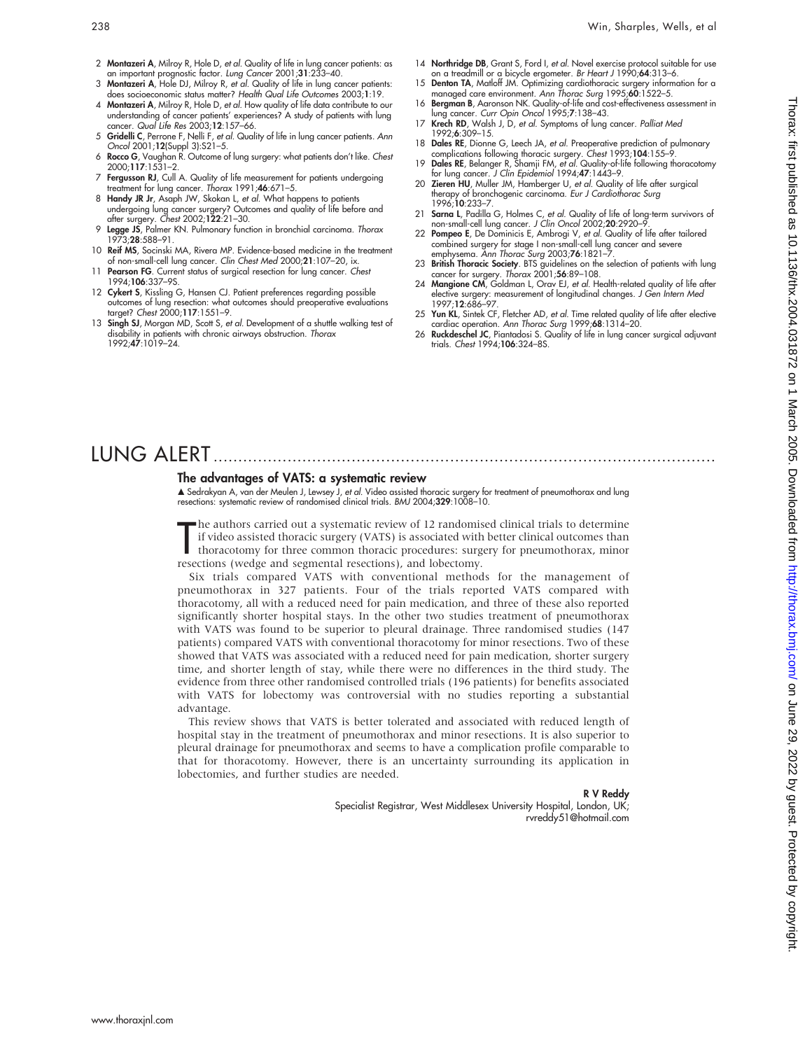2 **Montazeri A**, Milroy R, Hole D, *et al*. Quality of life in lung cancer patients: as an important prognostic factor. *Lung Cancer* 2001;**31**:233–40.
3 **Montazeri A**, Hole DJ, Milroy R, *et al*. Quality of life in lung cancer patients: does socioeconomic status matter? *Health Qual Life Outcomes* 2003;**1**:19.
4 **Montazeri A**, Milroy R, Hole D, *et al*. How quality of life data contribute to our understanding of cancer patients' experiences? A study of patients with lung cancer. *Qual Life Res* 2003;**12**:157–66.
5 **Gridelli C**, Perrone F, Nelli F, *et al*. Quality of life in lung cancer patients. *Ann Oncol* 2001;**12**(Suppl 3):S21–5.
6 **Rocco G**, Vaughan R. Outcome of lung surgery: what patients don't like. *Chest* 2000;**117**:1531–2.
7 **Fergusson RJ**, Cull A. Quality of life measurement for patients undergoing treatment for lung cancer. *Thorax* 1991;**46**:671–5.
8 **Handy JR Jr**, Asaph JW, Skokan L, *et al*. What happens to patients undergoing lung cancer surgery? Outcomes and quality of life before and after surgery. *Chest* 2002;**122**:21–30.
9 **Legge JS**, Palmer KN. Pulmonary function in bronchial carcinoma. *Thorax* 1973;**28**:588–91.
10 **Reif MS**, Socinski MA, Rivera MP. Evidence-based medicine in the treatment of non-small-cell lung cancer. *Clin Chest Med* 2000;**21**:107–20, ix.
11 **Pearson FG**. Current status of surgical resection for lung cancer. *Chest* 1994;**106**:337–9S.
12 **Cykert S**, Kissling G, Hansen CJ. Patient preferences regarding possible outcomes of lung resection: what outcomes should preoperative evaluations target? *Chest* 2000;**117**:1551–9.
13 **Singh SJ**, Morgan MD, Scott S, *et al*. Development of a shuttle walking test of disability in patients with chronic airways obstruction. *Thorax* 1992;**47**:1019–24.
14 **Northridge DB**, Grant S, Ford I, *et al*. Novel exercise protocol suitable for use on a treadmill or a bicycle ergometer. *Br Heart J* 1990;**64**:313–6.
15 **Denton TA**, Matloff JM. Optimizing cardiothoracic surgery information for a managed care environment. *Ann Thorac Surg* 1995;**60**:1522–5.
16 **Bergman B**, Aaronson NK. Quality-of-life and cost-effectiveness assessment in lung cancer. *Curr Opin Oncol* 1995;**7**:138–43.
17 **Krech RD**, Walsh J, D, *et al*. Symptoms of lung cancer. *Palliat Med* 1992;**6**:309–15.
18 **Dales RE**, Dionne G, Leech JA, *et al*. Preoperative prediction of pulmonary complications following thoracic surgery. *Chest* 1993;**104**:155–9.
19 **Dales RE**, Belanger R, Shamji FM, *et al*. Quality-of-life following thoracotomy for lung cancer. *J Clin Epidemiol* 1994;**47**:1443–9.
20 **Zieren HU**, Muller JM, Hamberger U, *et al*. Quality of life after surgical therapy of bronchogenic carcinoma. *Eur J Cardiothorac Surg* 1996;**10**:233–7.
21 **Sarna L**, Padilla G, Holmes C, *et al*. Quality of life of long-term survivors of non-small-cell lung cancer. *J Clin Oncol* 2002;**20**:2920–9.
22 **Pompeo E**, De Dominicis E, Ambrogi V, *et al*. Quality of life after tailored combined surgery for stage I non-small-cell lung cancer and severe emphysema. *Ann Thorac Surg* 2003;**76**:1821–7.
23 **British Thoracic Society**. BTS guidelines on the selection of patients with lung cancer for surgery. *Thorax* 2001;**56**:89–108.
24 **Mangione CM**, Goldman L, Orav EJ, *et al*. Health-related quality of life after elective surgery: measurement of longitudinal changes. *J Gen Intern Med* 1997;**12**:686–97.
25 **Yun KL**, Sintek CF, Fletcher AD, *et al*. Time related quality of life after elective cardiac operation. *Ann Thorac Surg* 1999;**68**:1314–20.
26 **Ruckdeschel JC**, Piantadosi S. Quality of life in lung cancer surgical adjuvant trials. *Chest* 1994;**106**:324–8S.

# LUNG ALERT

## The advantages of VATS: a systematic review

▲ Sedrakyan A, van der Meulen J, Lewsey J, *et al*. Video assisted thoracic surgery for treatment of pneumothorax and lung resections: systematic review of randomised clinical trials. *BMJ* 2004;**329**:1008–10.

The authors carried out a systematic review of 12 randomised clinical trials to determine if video assisted thoracic surgery (VATS) is associated with better clinical outcomes than thoracotomy for three common thoracic procedures: surgery for pneumothorax, minor resections (wedge and segmental resections), and lobectomy.

Six trials compared VATS with conventional methods for the management of pneumothorax in 327 patients. Four of the trials reported VATS compared with thoracotomy, all with a reduced need for pain medication, and three of these also reported significantly shorter hospital stays. In the other two studies treatment of pneumothorax with VATS was found to be superior to pleural drainage. Three randomised studies (147 patients) compared VATS with conventional thoracotomy for minor resections. Two of these showed that VATS was associated with a reduced need for pain medication, shorter surgery time, and shorter length of stay, while there were no differences in the third study. The evidence from three other randomised controlled trials (196 patients) for benefits associated with VATS for lobectomy was controversial with no studies reporting a substantial advantage.

This review shows that VATS is better tolerated and associated with reduced length of hospital stay in the treatment of pneumothorax and minor resections. It is also superior to pleural drainage for pneumothorax and seems to have a complication profile comparable to that for thoracotomy. However, there is an uncertainty surrounding its application in lobectomies, and further studies are needed.

**R V Reddy**
Specialist Registrar, West Middlesex University Hospital, London, UK; rvreddy51@hotmail.com